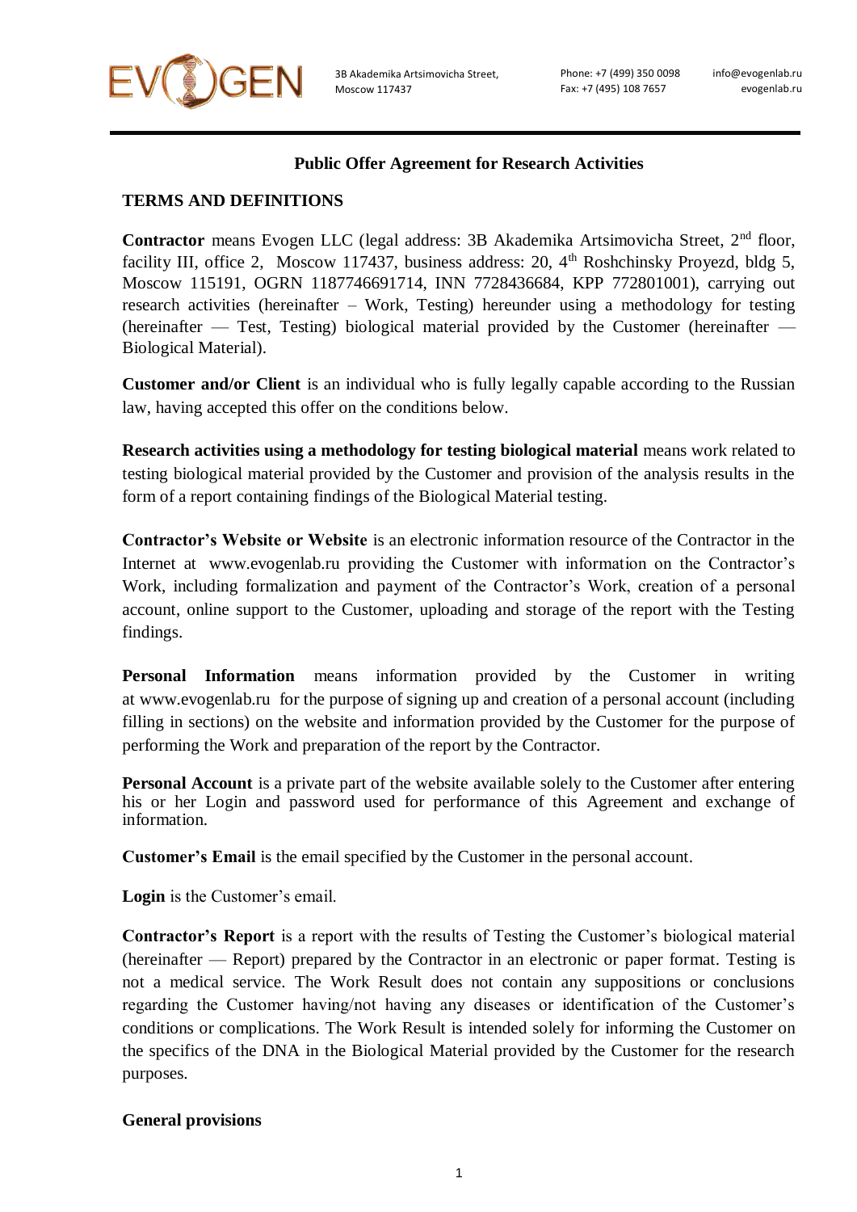## Public Offer Agreement for Research Activities

### TERMS AND DEFINITIONS

**Contractor** means Evogen LLC (legal address: 3B Akademika Artsimovicha Street, 2nd floor, facility III, office 2, Moscow 117437, business address: 20, 4th Roshchinsky Proyezd, bldg 5, Moscow 115191, OGRN 1187746691714, INN 7728436684, KPP 772801001), carrying out research activities (hereinafter – Work, Testing) hereunder using a methodology for testing (hereinafter — Test, Testing) biological material provided by the Customer (hereinafter — Biological Material).

**Customer and/or Client** is an individual who is fully legally capable according to the Russian law, having accepted this offer on the conditions below.

**Research activities using a methodology for testing biological material** means work related to testing biological material provided by the Customer and provision of the analysis results in the form of a report containing findings of the Biological Material testing.

**Contractor's Website or Website** is an electronic information resource of the Contractor in the Internet at www.evogenlab.ru providing the Customer with information on the Contractor's Work, including formalization and payment of the Contractor's Work, creation of a personal account, online support to the Customer, uploading and storage of the report with the Testing findings.

**Personal Information** means information provided by the Customer in writing at www.evogenlab.ru for the purpose of signing up and creation of a personal account (including filling in sections) on the website and information provided by the Customer for the purpose of performing the Work and preparation of the report by the Contractor.

**Personal Account** is a private part of the website available solely to the Customer after entering his or her Login and password used for performance of this Agreement and exchange of information.

**Customer's Email** is the email specified by the Customer in the personal account.

**Login** is the Customer's email.

**Contractor's Report** is a report with the results of Testing the Customer's biological material (hereinafter — Report) prepared by the Contractor in an electronic or paper format. Testing is not a medical service. The Work Result does not contain any suppositions or conclusions regarding the Customer having/not having any diseases or identification of the Customer's conditions or complications. The Work Result is intended solely for informing the Customer on the specifics of the DNA in the Biological Material provided by the Customer for the research purposes.

### General provisions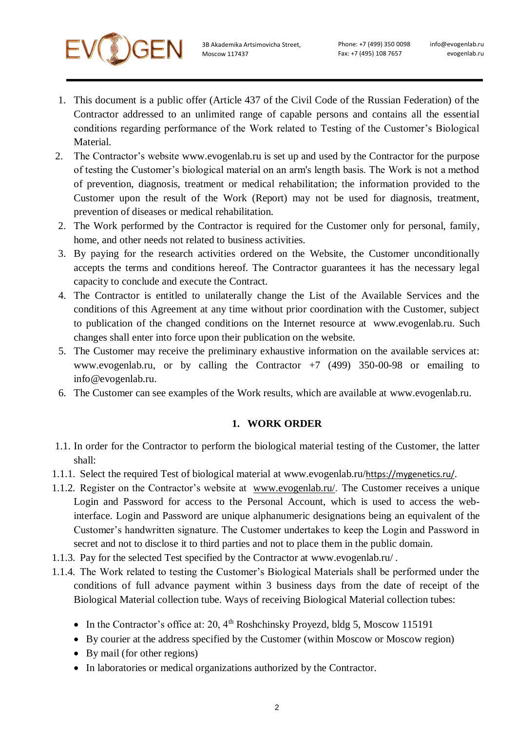1. This document is a public offer (Article 437 of the Civil Code of the Russian Federation) of the Contractor addressed to an unlimited range of capable persons and contains all the essential conditions regarding performance of the Work related to Testing of the Customer's Biological Material.
2. The Contractor's website www.evogenlab.ru is set up and used by the Contractor for the purpose of testing the Customer's biological material on an arm's length basis. The Work is not a method of prevention, diagnosis, treatment or medical rehabilitation; the information provided to the Customer upon the result of the Work (Report) may not be used for diagnosis, treatment, prevention of diseases or medical rehabilitation.
2. The Work performed by the Contractor is required for the Customer only for personal, family, home, and other needs not related to business activities.
3. By paying for the research activities ordered on the Website, the Customer unconditionally accepts the terms and conditions hereof. The Contractor guarantees it has the necessary legal capacity to conclude and execute the Contract.
4. The Contractor is entitled to unilaterally change the List of the Available Services and the conditions of this Agreement at any time without prior coordination with the Customer, subject to publication of the changed conditions on the Internet resource at www.evogenlab.ru. Such changes shall enter into force upon their publication on the website.
5. The Customer may receive the preliminary exhaustive information on the available services at: www.evogenlab.ru, or by calling the Contractor +7 (499) 350-00-98 or emailing to info@evogenlab.ru.
6. The Customer can see examples of the Work results, which are available at www.evogenlab.ru.

## 1. WORK ORDER

1.1. In order for the Contractor to perform the biological material testing of the Customer, the latter shall:

1.1.1. Select the required Test of biological material at www.evogenlab.ru/https://mygenetics.ru/.

1.1.2. Register on the Contractor's website at www.evogenlab.ru/. The Customer receives a unique Login and Password for access to the Personal Account, which is used to access the web-interface. Login and Password are unique alphanumeric designations being an equivalent of the Customer's handwritten signature. The Customer undertakes to keep the Login and Password in secret and not to disclose it to third parties and not to place them in the public domain.

1.1.3. Pay for the selected Test specified by the Contractor at www.evogenlab.ru/ .

1.1.4. The Work related to testing the Customer's Biological Materials shall be performed under the conditions of full advance payment within 3 business days from the date of receipt of the Biological Material collection tube. Ways of receiving Biological Material collection tubes:

- In the Contractor's office at: 20, 4th Roshchinsky Proyezd, bldg 5, Moscow 115191
- By courier at the address specified by the Customer (within Moscow or Moscow region)
- By mail (for other regions)
- In laboratories or medical organizations authorized by the Contractor.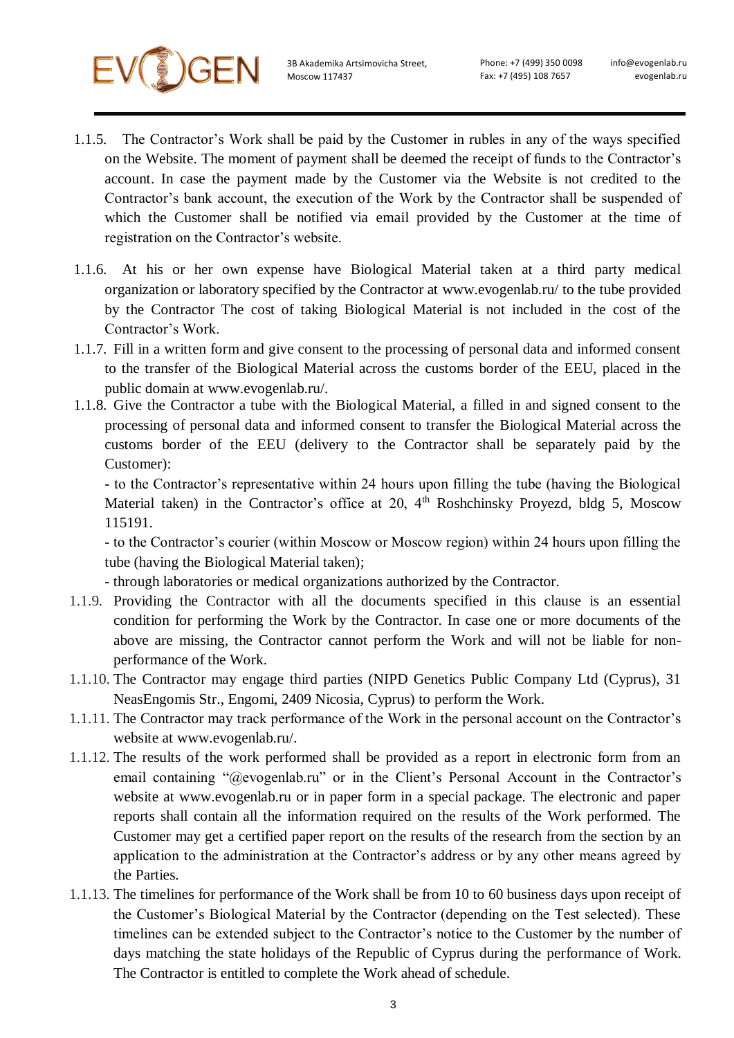1.1.5. The Contractor's Work shall be paid by the Customer in rubles in any of the ways specified on the Website. The moment of payment shall be deemed the receipt of funds to the Contractor's account. In case the payment made by the Customer via the Website is not credited to the Contractor's bank account, the execution of the Work by the Contractor shall be suspended of which the Customer shall be notified via email provided by the Customer at the time of registration on the Contractor's website.

1.1.6. At his or her own expense have Biological Material taken at a third party medical organization or laboratory specified by the Contractor at www.evogenlab.ru/ to the tube provided by the Contractor The cost of taking Biological Material is not included in the cost of the Contractor's Work.

1.1.7. Fill in a written form and give consent to the processing of personal data and informed consent to the transfer of the Biological Material across the customs border of the EEU, placed in the public domain at www.evogenlab.ru/.

1.1.8. Give the Contractor a tube with the Biological Material, a filled in and signed consent to the processing of personal data and informed consent to transfer the Biological Material across the customs border of the EEU (delivery to the Contractor shall be separately paid by the Customer):

- to the Contractor's representative within 24 hours upon filling the tube (having the Biological Material taken) in the Contractor's office at 20, 4th Roshchinsky Proyezd, bldg 5, Moscow 115191.
- to the Contractor's courier (within Moscow or Moscow region) within 24 hours upon filling the tube (having the Biological Material taken);
- through laboratories or medical organizations authorized by the Contractor.

1.1.9. Providing the Contractor with all the documents specified in this clause is an essential condition for performing the Work by the Contractor. In case one or more documents of the above are missing, the Contractor cannot perform the Work and will not be liable for non-performance of the Work.

1.1.10. The Contractor may engage third parties (NIPD Genetics Public Company Ltd (Cyprus), 31 NeasEngomis Str., Engomi, 2409 Nicosia, Cyprus) to perform the Work.

1.1.11. The Contractor may track performance of the Work in the personal account on the Contractor's website at www.evogenlab.ru/.

1.1.12. The results of the work performed shall be provided as a report in electronic form from an email containing "@evogenlab.ru" or in the Client's Personal Account in the Contractor's website at www.evogenlab.ru or in paper form in a special package. The electronic and paper reports shall contain all the information required on the results of the Work performed. The Customer may get a certified paper report on the results of the research from the section by an application to the administration at the Contractor's address or by any other means agreed by the Parties.

1.1.13. The timelines for performance of the Work shall be from 10 to 60 business days upon receipt of the Customer's Biological Material by the Contractor (depending on the Test selected). These timelines can be extended subject to the Contractor's notice to the Customer by the number of days matching the state holidays of the Republic of Cyprus during the performance of Work. The Contractor is entitled to complete the Work ahead of schedule.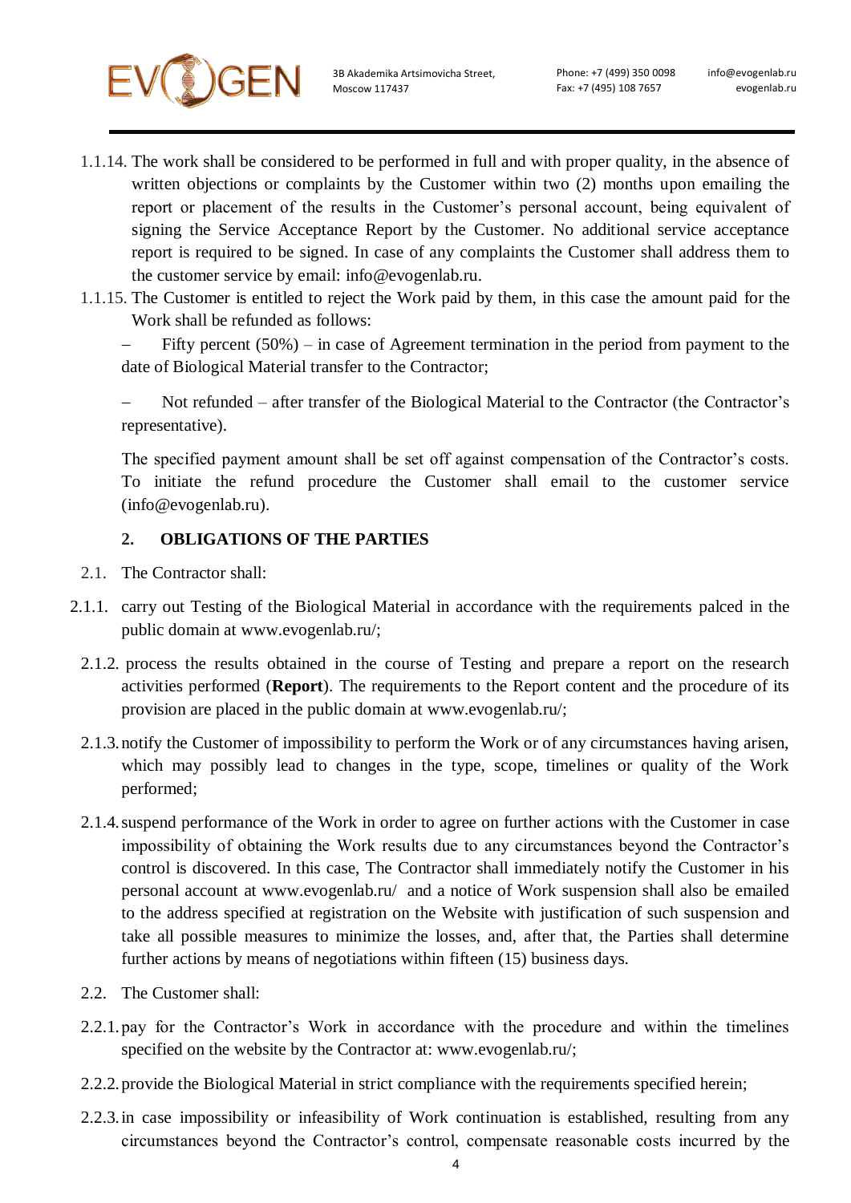1.1.14. The work shall be considered to be performed in full and with proper quality, in the absence of written objections or complaints by the Customer within two (2) months upon emailing the report or placement of the results in the Customer's personal account, being equivalent of signing the Service Acceptance Report by the Customer. No additional service acceptance report is required to be signed. In case of any complaints the Customer shall address them to the customer service by email: info@evogenlab.ru.

1.1.15. The Customer is entitled to reject the Work paid by them, in this case the amount paid for the Work shall be refunded as follows:

– Fifty percent (50%) – in case of Agreement termination in the period from payment to the date of Biological Material transfer to the Contractor;

– Not refunded – after transfer of the Biological Material to the Contractor (the Contractor's representative).

The specified payment amount shall be set off against compensation of the Contractor's costs. To initiate the refund procedure the Customer shall email to the customer service (info@evogenlab.ru).

## 2. OBLIGATIONS OF THE PARTIES

2.1. The Contractor shall:

2.1.1. carry out Testing of the Biological Material in accordance with the requirements palced in the public domain at www.evogenlab.ru/;

2.1.2. process the results obtained in the course of Testing and prepare a report on the research activities performed (**Report**). The requirements to the Report content and the procedure of its provision are placed in the public domain at www.evogenlab.ru/;

2.1.3. notify the Customer of impossibility to perform the Work or of any circumstances having arisen, which may possibly lead to changes in the type, scope, timelines or quality of the Work performed;

2.1.4. suspend performance of the Work in order to agree on further actions with the Customer in case impossibility of obtaining the Work results due to any circumstances beyond the Contractor's control is discovered. In this case, The Contractor shall immediately notify the Customer in his personal account at www.evogenlab.ru/ and a notice of Work suspension shall also be emailed to the address specified at registration on the Website with justification of such suspension and take all possible measures to minimize the losses, and, after that, the Parties shall determine further actions by means of negotiations within fifteen (15) business days.

2.2. The Customer shall:

2.2.1. pay for the Contractor's Work in accordance with the procedure and within the timelines specified on the website by the Contractor at: www.evogenlab.ru/;

2.2.2. provide the Biological Material in strict compliance with the requirements specified herein;

2.2.3. in case impossibility or infeasibility of Work continuation is established, resulting from any circumstances beyond the Contractor's control, compensate reasonable costs incurred by the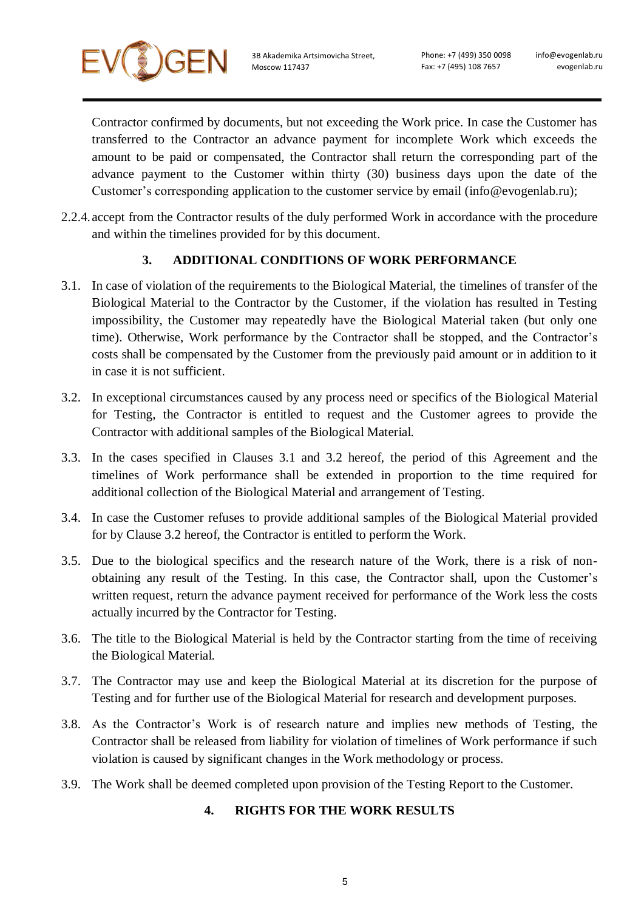Contractor confirmed by documents, but not exceeding the Work price. In case the Customer has transferred to the Contractor an advance payment for incomplete Work which exceeds the amount to be paid or compensated, the Contractor shall return the corresponding part of the advance payment to the Customer within thirty (30) business days upon the date of the Customer's corresponding application to the customer service by email (info@evogenlab.ru);

2.2.4. accept from the Contractor results of the duly performed Work in accordance with the procedure and within the timelines provided for by this document.

## 3. ADDITIONAL CONDITIONS OF WORK PERFORMANCE

3.1. In case of violation of the requirements to the Biological Material, the timelines of transfer of the Biological Material to the Contractor by the Customer, if the violation has resulted in Testing impossibility, the Customer may repeatedly have the Biological Material taken (but only one time). Otherwise, Work performance by the Contractor shall be stopped, and the Contractor's costs shall be compensated by the Customer from the previously paid amount or in addition to it in case it is not sufficient.

3.2. In exceptional circumstances caused by any process need or specifics of the Biological Material for Testing, the Contractor is entitled to request and the Customer agrees to provide the Contractor with additional samples of the Biological Material.

3.3. In the cases specified in Clauses 3.1 and 3.2 hereof, the period of this Agreement and the timelines of Work performance shall be extended in proportion to the time required for additional collection of the Biological Material and arrangement of Testing.

3.4. In case the Customer refuses to provide additional samples of the Biological Material provided for by Clause 3.2 hereof, the Contractor is entitled to perform the Work.

3.5. Due to the biological specifics and the research nature of the Work, there is a risk of non-obtaining any result of the Testing. In this case, the Contractor shall, upon the Customer's written request, return the advance payment received for performance of the Work less the costs actually incurred by the Contractor for Testing.

3.6. The title to the Biological Material is held by the Contractor starting from the time of receiving the Biological Material.

3.7. The Contractor may use and keep the Biological Material at its discretion for the purpose of Testing and for further use of the Biological Material for research and development purposes.

3.8. As the Contractor's Work is of research nature and implies new methods of Testing, the Contractor shall be released from liability for violation of timelines of Work performance if such violation is caused by significant changes in the Work methodology or process.

3.9. The Work shall be deemed completed upon provision of the Testing Report to the Customer.

## 4. RIGHTS FOR THE WORK RESULTS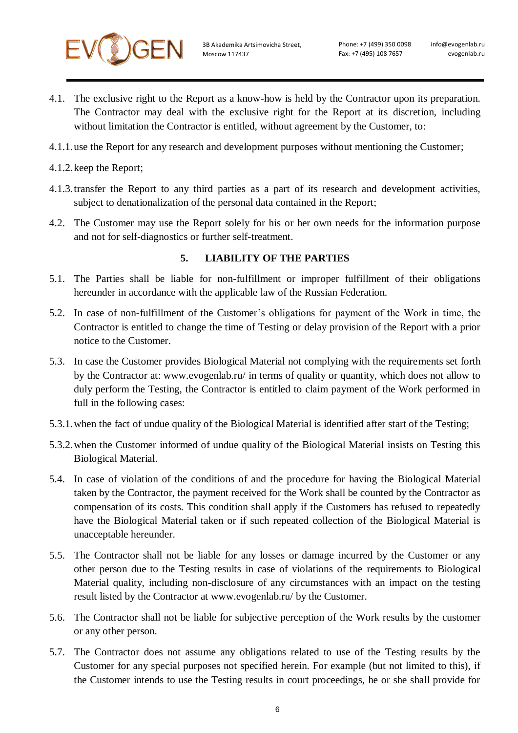4.1. The exclusive right to the Report as a know-how is held by the Contractor upon its preparation. The Contractor may deal with the exclusive right for the Report at its discretion, including without limitation the Contractor is entitled, without agreement by the Customer, to:

4.1.1. use the Report for any research and development purposes without mentioning the Customer;

4.1.2. keep the Report;

4.1.3. transfer the Report to any third parties as a part of its research and development activities, subject to denationalization of the personal data contained in the Report;

4.2. The Customer may use the Report solely for his or her own needs for the information purpose and not for self-diagnostics or further self-treatment.

## 5. LIABILITY OF THE PARTIES

5.1. The Parties shall be liable for non-fulfillment or improper fulfillment of their obligations hereunder in accordance with the applicable law of the Russian Federation.

5.2. In case of non-fulfillment of the Customer's obligations for payment of the Work in time, the Contractor is entitled to change the time of Testing or delay provision of the Report with a prior notice to the Customer.

5.3. In case the Customer provides Biological Material not complying with the requirements set forth by the Contractor at: www.evogenlab.ru/ in terms of quality or quantity, which does not allow to duly perform the Testing, the Contractor is entitled to claim payment of the Work performed in full in the following cases:

5.3.1. when the fact of undue quality of the Biological Material is identified after start of the Testing;

5.3.2. when the Customer informed of undue quality of the Biological Material insists on Testing this Biological Material.

5.4. In case of violation of the conditions of and the procedure for having the Biological Material taken by the Contractor, the payment received for the Work shall be counted by the Contractor as compensation of its costs. This condition shall apply if the Customers has refused to repeatedly have the Biological Material taken or if such repeated collection of the Biological Material is unacceptable hereunder.

5.5. The Contractor shall not be liable for any losses or damage incurred by the Customer or any other person due to the Testing results in case of violations of the requirements to Biological Material quality, including non-disclosure of any circumstances with an impact on the testing result listed by the Contractor at www.evogenlab.ru/ by the Customer.

5.6. The Contractor shall not be liable for subjective perception of the Work results by the customer or any other person.

5.7. The Contractor does not assume any obligations related to use of the Testing results by the Customer for any special purposes not specified herein. For example (but not limited to this), if the Customer intends to use the Testing results in court proceedings, he or she shall provide for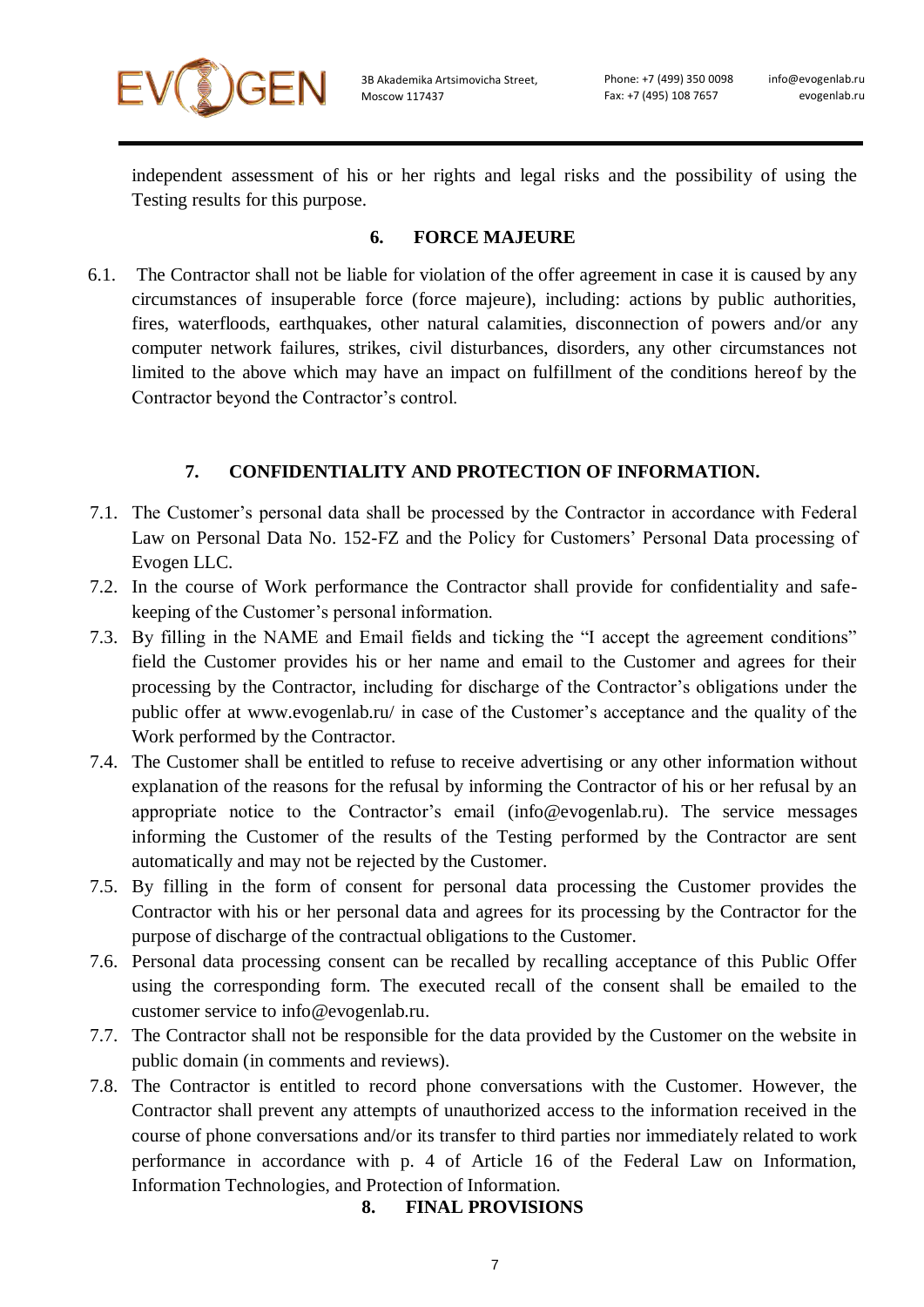independent assessment of his or her rights and legal risks and the possibility of using the Testing results for this purpose.

## 6. FORCE MAJEURE

6.1. The Contractor shall not be liable for violation of the offer agreement in case it is caused by any circumstances of insuperable force (force majeure), including: actions by public authorities, fires, waterfloods, earthquakes, other natural calamities, disconnection of powers and/or any computer network failures, strikes, civil disturbances, disorders, any other circumstances not limited to the above which may have an impact on fulfillment of the conditions hereof by the Contractor beyond the Contractor's control.

## 7. CONFIDENTIALITY AND PROTECTION OF INFORMATION.

7.1. The Customer's personal data shall be processed by the Contractor in accordance with Federal Law on Personal Data No. 152-FZ and the Policy for Customers' Personal Data processing of Evogen LLC.

7.2. In the course of Work performance the Contractor shall provide for confidentiality and safe-keeping of the Customer's personal information.

7.3. By filling in the NAME and Email fields and ticking the "I accept the agreement conditions" field the Customer provides his or her name and email to the Customer and agrees for their processing by the Contractor, including for discharge of the Contractor's obligations under the public offer at www.evogenlab.ru/ in case of the Customer's acceptance and the quality of the Work performed by the Contractor.

7.4. The Customer shall be entitled to refuse to receive advertising or any other information without explanation of the reasons for the refusal by informing the Contractor of his or her refusal by an appropriate notice to the Contractor's email (info@evogenlab.ru). The service messages informing the Customer of the results of the Testing performed by the Contractor are sent automatically and may not be rejected by the Customer.

7.5. By filling in the form of consent for personal data processing the Customer provides the Contractor with his or her personal data and agrees for its processing by the Contractor for the purpose of discharge of the contractual obligations to the Customer.

7.6. Personal data processing consent can be recalled by recalling acceptance of this Public Offer using the corresponding form. The executed recall of the consent shall be emailed to the customer service to info@evogenlab.ru.

7.7. The Contractor shall not be responsible for the data provided by the Customer on the website in public domain (in comments and reviews).

7.8. The Contractor is entitled to record phone conversations with the Customer. However, the Contractor shall prevent any attempts of unauthorized access to the information received in the course of phone conversations and/or its transfer to third parties nor immediately related to work performance in accordance with p. 4 of Article 16 of the Federal Law on Information, Information Technologies, and Protection of Information.

## 8. FINAL PROVISIONS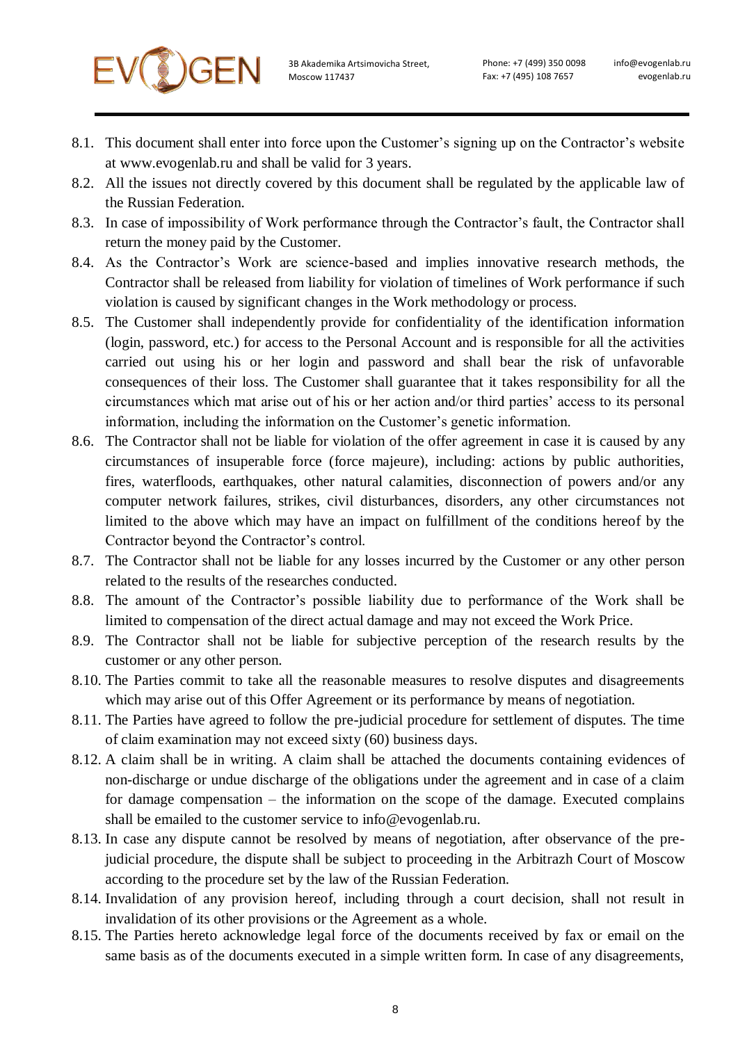8.1. This document shall enter into force upon the Customer's signing up on the Contractor's website at www.evogenlab.ru and shall be valid for 3 years.

8.2. All the issues not directly covered by this document shall be regulated by the applicable law of the Russian Federation.

8.3. In case of impossibility of Work performance through the Contractor's fault, the Contractor shall return the money paid by the Customer.

8.4. As the Contractor's Work are science-based and implies innovative research methods, the Contractor shall be released from liability for violation of timelines of Work performance if such violation is caused by significant changes in the Work methodology or process.

8.5. The Customer shall independently provide for confidentiality of the identification information (login, password, etc.) for access to the Personal Account and is responsible for all the activities carried out using his or her login and password and shall bear the risk of unfavorable consequences of their loss. The Customer shall guarantee that it takes responsibility for all the circumstances which mat arise out of his or her action and/or third parties' access to its personal information, including the information on the Customer's genetic information.

8.6. The Contractor shall not be liable for violation of the offer agreement in case it is caused by any circumstances of insuperable force (force majeure), including: actions by public authorities, fires, waterfloods, earthquakes, other natural calamities, disconnection of powers and/or any computer network failures, strikes, civil disturbances, disorders, any other circumstances not limited to the above which may have an impact on fulfillment of the conditions hereof by the Contractor beyond the Contractor's control.

8.7. The Contractor shall not be liable for any losses incurred by the Customer or any other person related to the results of the researches conducted.

8.8. The amount of the Contractor's possible liability due to performance of the Work shall be limited to compensation of the direct actual damage and may not exceed the Work Price.

8.9. The Contractor shall not be liable for subjective perception of the research results by the customer or any other person.

8.10. The Parties commit to take all the reasonable measures to resolve disputes and disagreements which may arise out of this Offer Agreement or its performance by means of negotiation.

8.11. The Parties have agreed to follow the pre-judicial procedure for settlement of disputes. The time of claim examination may not exceed sixty (60) business days.

8.12. A claim shall be in writing. A claim shall be attached the documents containing evidences of non-discharge or undue discharge of the obligations under the agreement and in case of a claim for damage compensation – the information on the scope of the damage. Executed complains shall be emailed to the customer service to info@evogenlab.ru.

8.13. In case any dispute cannot be resolved by means of negotiation, after observance of the pre-judicial procedure, the dispute shall be subject to proceeding in the Arbitrazh Court of Moscow according to the procedure set by the law of the Russian Federation.

8.14. Invalidation of any provision hereof, including through a court decision, shall not result in invalidation of its other provisions or the Agreement as a whole.

8.15. The Parties hereto acknowledge legal force of the documents received by fax or email on the same basis as of the documents executed in a simple written form. In case of any disagreements,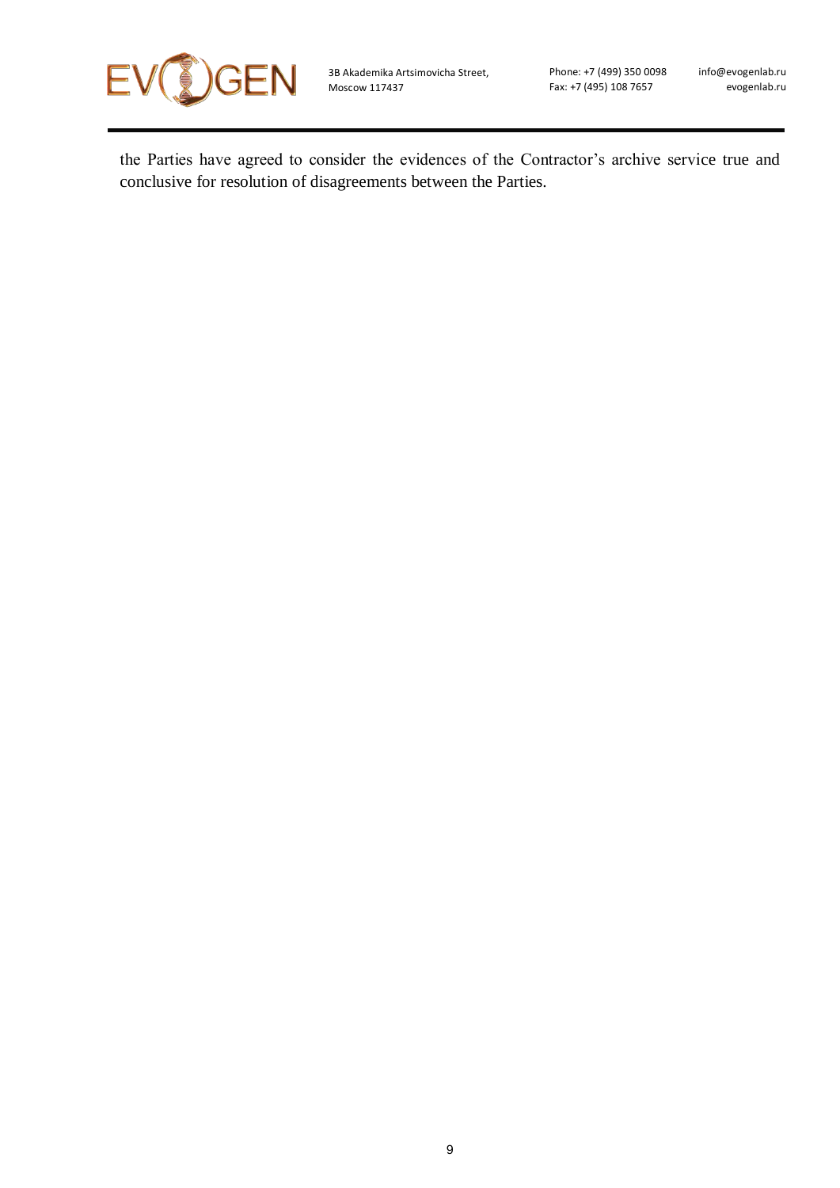the Parties have agreed to consider the evidences of the Contractor's archive service true and conclusive for resolution of disagreements between the Parties.